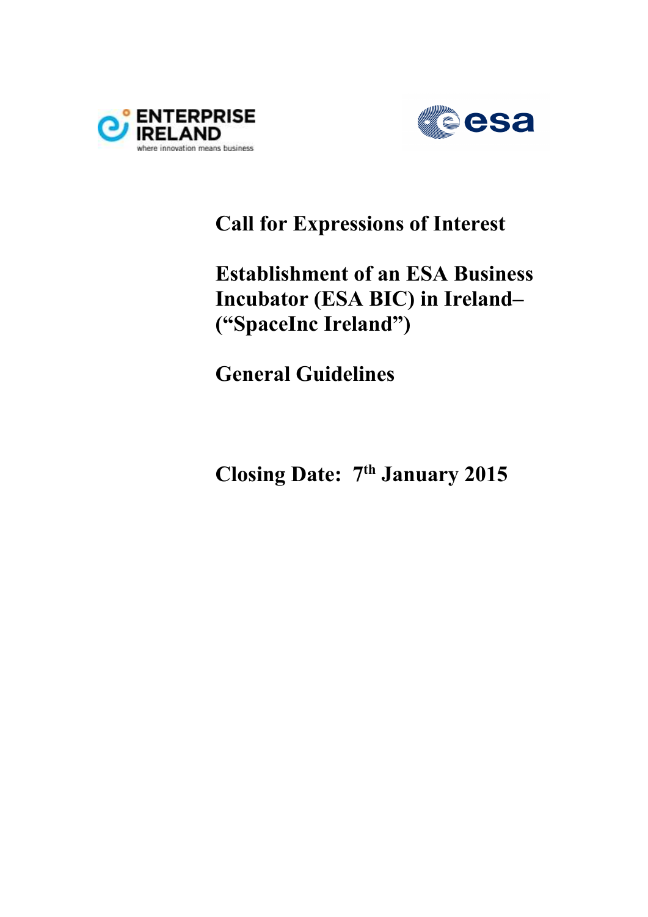ENTERPRISE IRELAND
where innovation means business

esa

# Call for Expressions of Interest

# Establishment of an ESA Business Incubator (ESA BIC) in Ireland– ("SpaceInc Ireland")

# General Guidelines

# Closing Date: 7th January 2015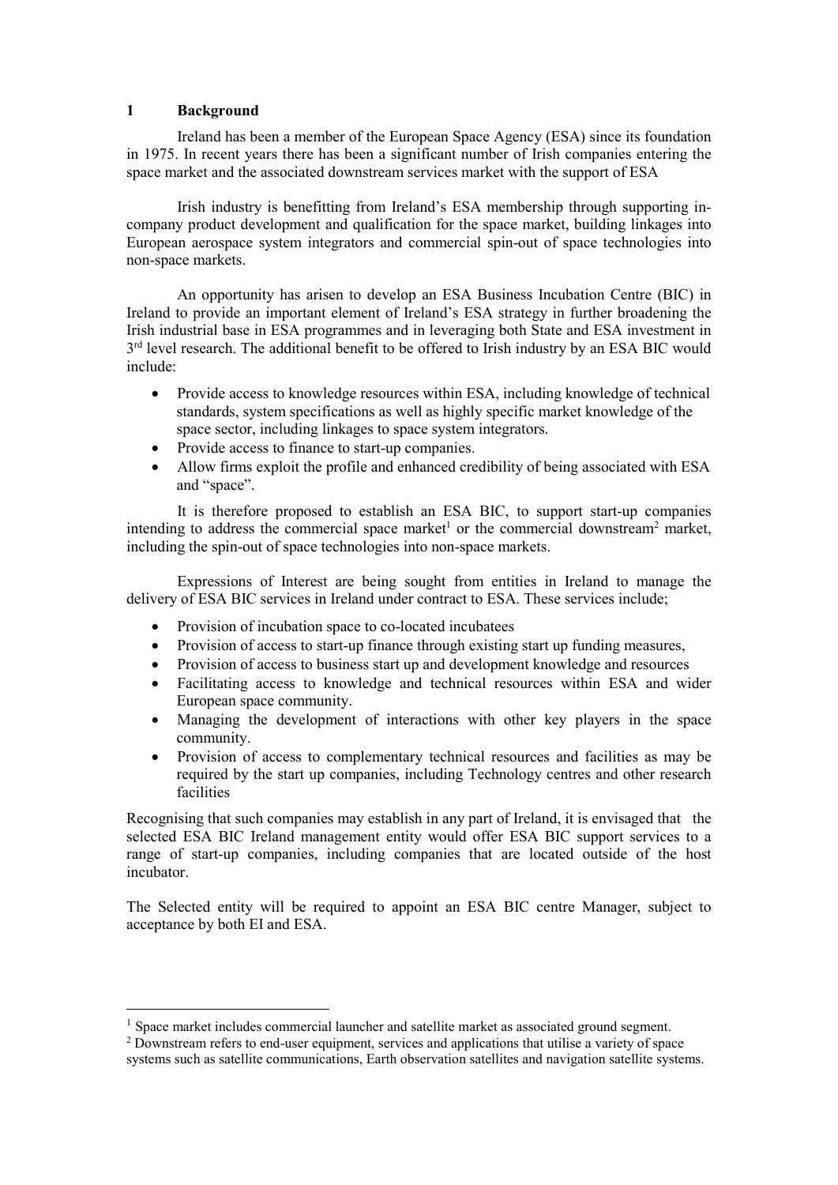## 1 Background

Ireland has been a member of the European Space Agency (ESA) since its foundation in 1975. In recent years there has been a significant number of Irish companies entering the space market and the associated downstream services market with the support of ESA

Irish industry is benefitting from Ireland's ESA membership through supporting in-company product development and qualification for the space market, building linkages into European aerospace system integrators and commercial spin-out of space technologies into non-space markets.

An opportunity has arisen to develop an ESA Business Incubation Centre (BIC) in Ireland to provide an important element of Ireland's ESA strategy in further broadening the Irish industrial base in ESA programmes and in leveraging both State and ESA investment in 3rd level research. The additional benefit to be offered to Irish industry by an ESA BIC would include:

- Provide access to knowledge resources within ESA, including knowledge of technical standards, system specifications as well as highly specific market knowledge of the space sector, including linkages to space system integrators.
- Provide access to finance to start-up companies.
- Allow firms exploit the profile and enhanced credibility of being associated with ESA and "space".

It is therefore proposed to establish an ESA BIC, to support start-up companies intending to address the commercial space market[1] or the commercial downstream[2] market, including the spin-out of space technologies into non-space markets.

Expressions of Interest are being sought from entities in Ireland to manage the delivery of ESA BIC services in Ireland under contract to ESA. These services include;

- Provision of incubation space to co-located incubatees
- Provision of access to start-up finance through existing start up funding measures,
- Provision of access to business start up and development knowledge and resources
- Facilitating access to knowledge and technical resources within ESA and wider European space community.
- Managing the development of interactions with other key players in the space community.
- Provision of access to complementary technical resources and facilities as may be required by the start up companies, including Technology centres and other research facilities

Recognising that such companies may establish in any part of Ireland, it is envisaged that the selected ESA BIC Ireland management entity would offer ESA BIC support services to a range of start-up companies, including companies that are located outside of the host incubator.

The Selected entity will be required to appoint an ESA BIC centre Manager, subject to acceptance by both EI and ESA.

---

[1] Space market includes commercial launcher and satellite market as associated ground segment.

[2] Downstream refers to end-user equipment, services and applications that utilise a variety of space systems such as satellite communications, Earth observation satellites and navigation satellite systems.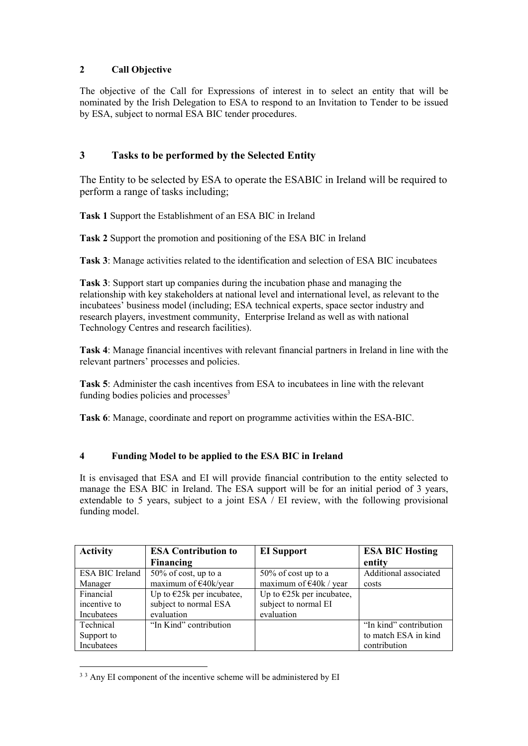## 2 Call Objective

The objective of the Call for Expressions of interest in to select an entity that will be nominated by the Irish Delegation to ESA to respond to an Invitation to Tender to be issued by ESA, subject to normal ESA BIC tender procedures.

## 3 Tasks to be performed by the Selected Entity

The Entity to be selected by ESA to operate the ESABIC in Ireland will be required to perform a range of tasks including;

**Task 1** Support the Establishment of an ESA BIC in Ireland

**Task 2** Support the promotion and positioning of the ESA BIC in Ireland

**Task 3**: Manage activities related to the identification and selection of ESA BIC incubatees

**Task 3**: Support start up companies during the incubation phase and managing the relationship with key stakeholders at national level and international level, as relevant to the incubatees' business model (including; ESA technical experts, space sector industry and research players, investment community, Enterprise Ireland as well as with national Technology Centres and research facilities).

**Task 4**: Manage financial incentives with relevant financial partners in Ireland in line with the relevant partners' processes and policies.

**Task 5**: Administer the cash incentives from ESA to incubatees in line with the relevant funding bodies policies and processes[3]

**Task 6**: Manage, coordinate and report on programme activities within the ESA-BIC.

## 4 Funding Model to be applied to the ESA BIC in Ireland

It is envisaged that ESA and EI will provide financial contribution to the entity selected to manage the ESA BIC in Ireland. The ESA support will be for an initial period of 3 years, extendable to 5 years, subject to a joint ESA / EI review, with the following provisional funding model.

| Activity | ESA Contribution to Financing | EI Support | ESA BIC Hosting entity |
|---|---|---|---|
| ESA BIC Ireland Manager | 50% of cost, up to a maximum of €40k/year | 50% of cost up to a maximum of €40k / year | Additional associated costs |
| Financial incentive to Incubatees | Up to €25k per incubatee, subject to normal ESA evaluation | Up to €25k per incubatee, subject to normal EI evaluation | |
| Technical Support to Incubatees | "In Kind" contribution | | "In kind" contribution to match ESA in kind contribution |

[3] Any EI component of the incentive scheme will be administered by EI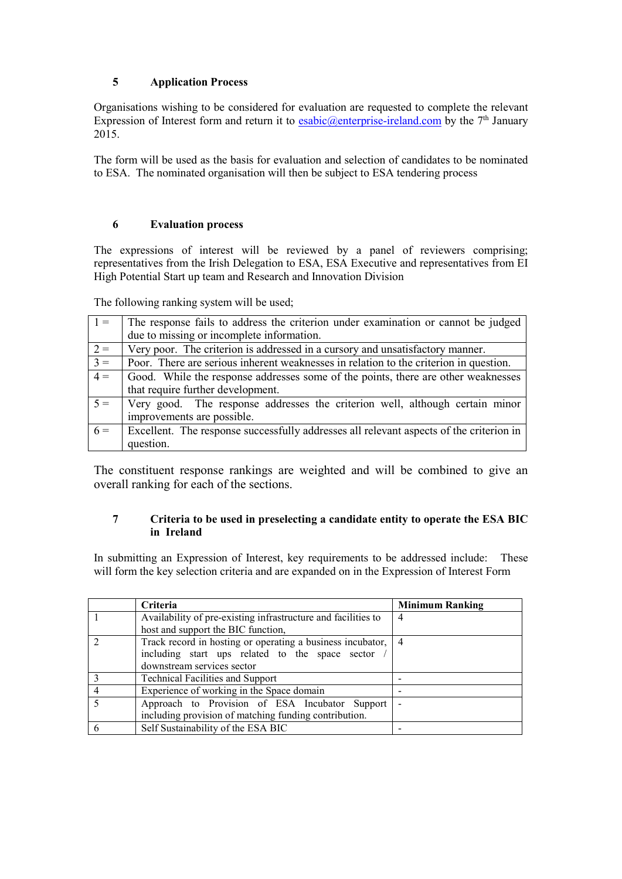## 5 Application Process

Organisations wishing to be considered for evaluation are requested to complete the relevant Expression of Interest form and return it to esabic@enterprise-ireland.com by the 7th January 2015.

The form will be used as the basis for evaluation and selection of candidates to be nominated to ESA. The nominated organisation will then be subject to ESA tendering process

## 6 Evaluation process

The expressions of interest will be reviewed by a panel of reviewers comprising; representatives from the Irish Delegation to ESA, ESA Executive and representatives from EI High Potential Start up team and Research and Innovation Division

The following ranking system will be used;

| | |
|---|---|
| 1 = | The response fails to address the criterion under examination or cannot be judged due to missing or incomplete information. |
| 2 = | Very poor. The criterion is addressed in a cursory and unsatisfactory manner. |
| 3 = | Poor. There are serious inherent weaknesses in relation to the criterion in question. |
| 4 = | Good. While the response addresses some of the points, there are other weaknesses that require further development. |
| 5 = | Very good. The response addresses the criterion well, although certain minor improvements are possible. |
| 6 = | Excellent. The response successfully addresses all relevant aspects of the criterion in question. |

The constituent response rankings are weighted and will be combined to give an overall ranking for each of the sections.

## 7 Criteria to be used in preselecting a candidate entity to operate the ESA BIC in Ireland

In submitting an Expression of Interest, key requirements to be addressed include: These will form the key selection criteria and are expanded on in the Expression of Interest Form

| | Criteria | Minimum Ranking |
|---|---|---|
| 1 | Availability of pre-existing infrastructure and facilities to host and support the BIC function, | 4 |
| 2 | Track record in hosting or operating a business incubator, including start ups related to the space sector / downstream services sector | 4 |
| 3 | Technical Facilities and Support | - |
| 4 | Experience of working in the Space domain | - |
| 5 | Approach to Provision of ESA Incubator Support including provision of matching funding contribution. | - |
| 6 | Self Sustainability of the ESA BIC | - |